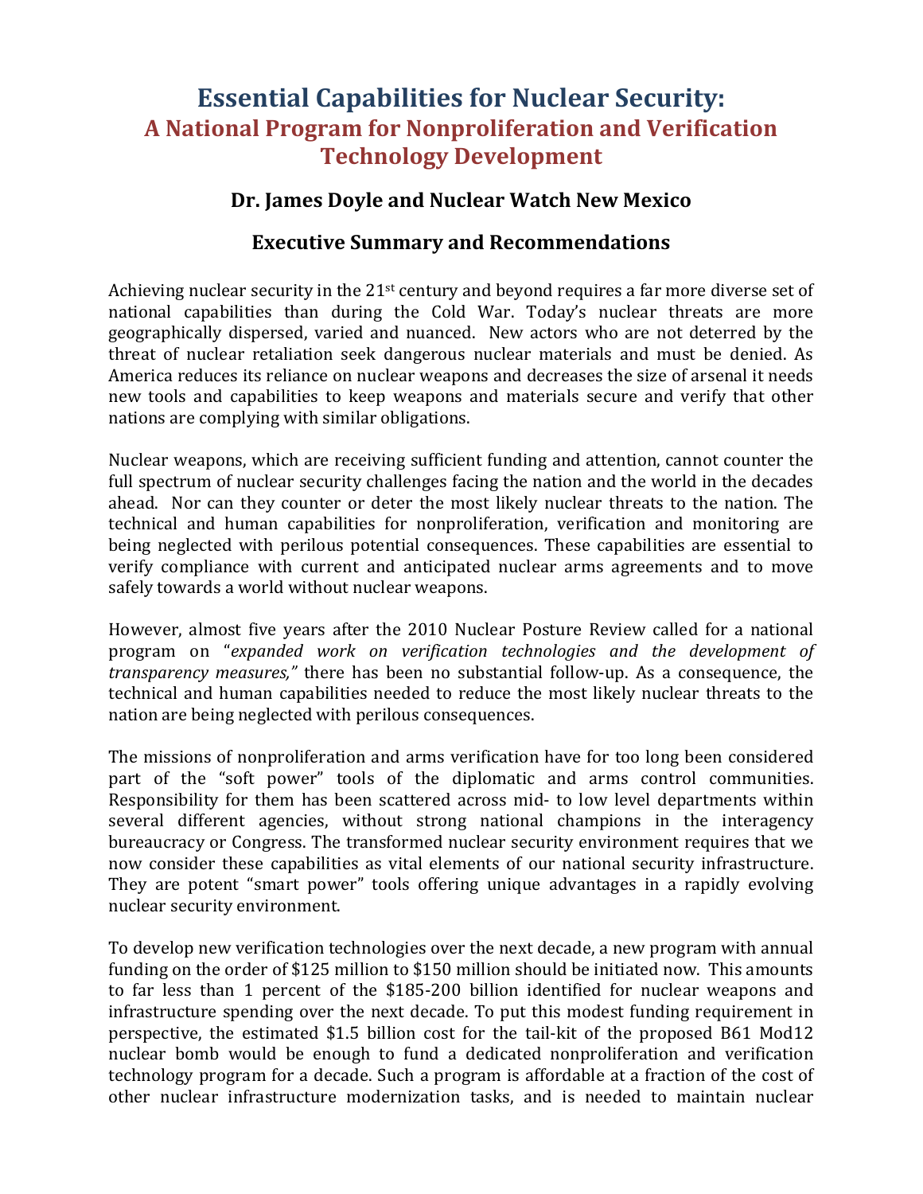# Essential Capabilities for Nuclear Security:
## A National Program for Nonproliferation and Verification Technology Development

### Dr. James Doyle and Nuclear Watch New Mexico

### Executive Summary and Recommendations

Achieving nuclear security in the 21st century and beyond requires a far more diverse set of national capabilities than during the Cold War. Today's nuclear threats are more geographically dispersed, varied and nuanced. New actors who are not deterred by the threat of nuclear retaliation seek dangerous nuclear materials and must be denied. As America reduces its reliance on nuclear weapons and decreases the size of arsenal it needs new tools and capabilities to keep weapons and materials secure and verify that other nations are complying with similar obligations.

Nuclear weapons, which are receiving sufficient funding and attention, cannot counter the full spectrum of nuclear security challenges facing the nation and the world in the decades ahead. Nor can they counter or deter the most likely nuclear threats to the nation. The technical and human capabilities for nonproliferation, verification and monitoring are being neglected with perilous potential consequences. These capabilities are essential to verify compliance with current and anticipated nuclear arms agreements and to move safely towards a world without nuclear weapons.

However, almost five years after the 2010 Nuclear Posture Review called for a national program on "*expanded work on verification technologies and the development of transparency measures,*" there has been no substantial follow-up. As a consequence, the technical and human capabilities needed to reduce the most likely nuclear threats to the nation are being neglected with perilous consequences.

The missions of nonproliferation and arms verification have for too long been considered part of the "soft power" tools of the diplomatic and arms control communities. Responsibility for them has been scattered across mid- to low level departments within several different agencies, without strong national champions in the interagency bureaucracy or Congress. The transformed nuclear security environment requires that we now consider these capabilities as vital elements of our national security infrastructure. They are potent "smart power" tools offering unique advantages in a rapidly evolving nuclear security environment.

To develop new verification technologies over the next decade, a new program with annual funding on the order of $125 million to $150 million should be initiated now. This amounts to far less than 1 percent of the $185-200 billion identified for nuclear weapons and infrastructure spending over the next decade. To put this modest funding requirement in perspective, the estimated $1.5 billion cost for the tail-kit of the proposed B61 Mod12 nuclear bomb would be enough to fund a dedicated nonproliferation and verification technology program for a decade. Such a program is affordable at a fraction of the cost of other nuclear infrastructure modernization tasks, and is needed to maintain nuclear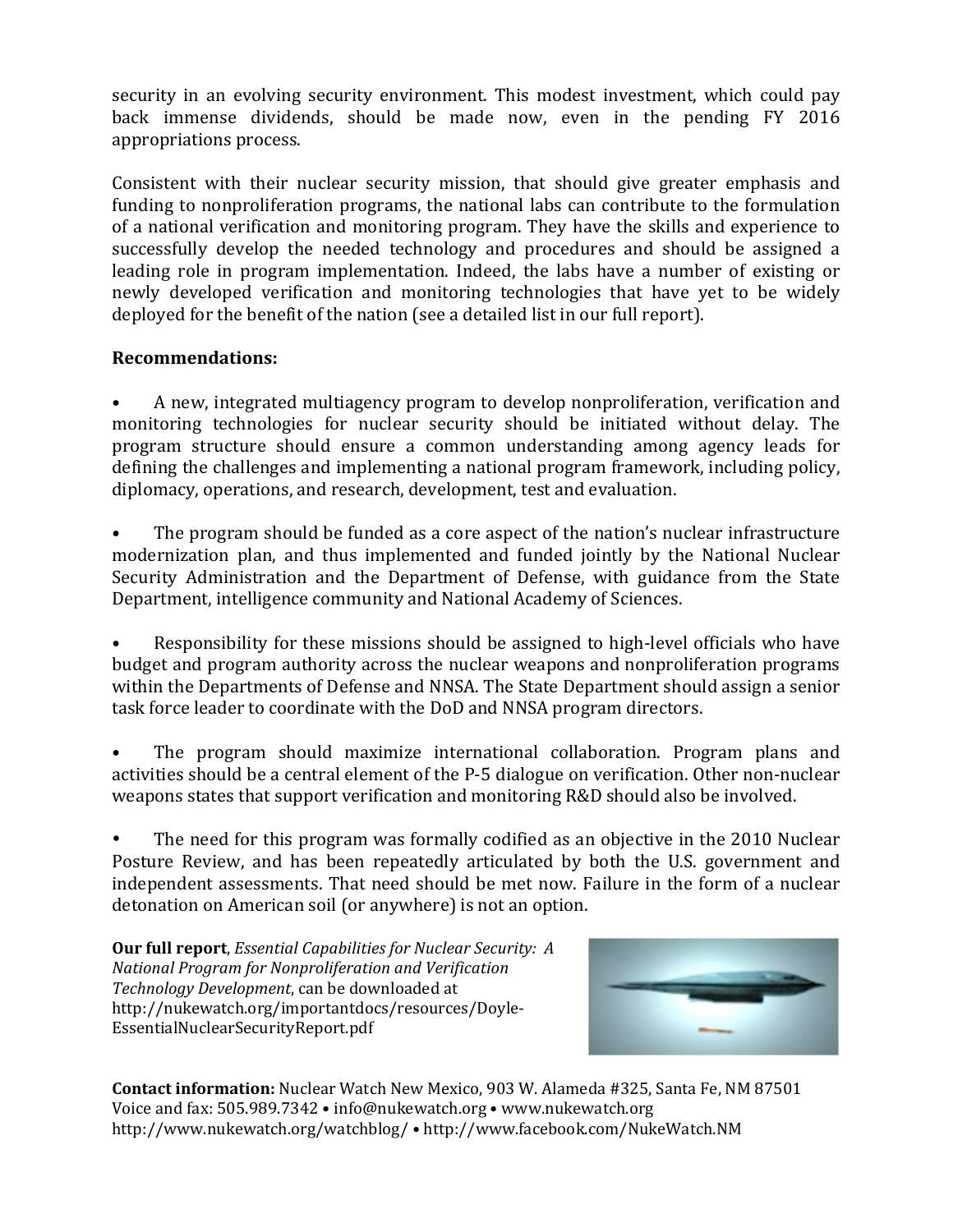security in an evolving security environment. This modest investment, which could pay back immense dividends, should be made now, even in the pending FY 2016 appropriations process.

Consistent with their nuclear security mission, that should give greater emphasis and funding to nonproliferation programs, the national labs can contribute to the formulation of a national verification and monitoring program. They have the skills and experience to successfully develop the needed technology and procedures and should be assigned a leading role in program implementation. Indeed, the labs have a number of existing or newly developed verification and monitoring technologies that have yet to be widely deployed for the benefit of the nation (see a detailed list in our full report).

**Recommendations:**

- A new, integrated multiagency program to develop nonproliferation, verification and monitoring technologies for nuclear security should be initiated without delay. The program structure should ensure a common understanding among agency leads for defining the challenges and implementing a national program framework, including policy, diplomacy, operations, and research, development, test and evaluation.

- The program should be funded as a core aspect of the nation's nuclear infrastructure modernization plan, and thus implemented and funded jointly by the National Nuclear Security Administration and the Department of Defense, with guidance from the State Department, intelligence community and National Academy of Sciences.

- Responsibility for these missions should be assigned to high-level officials who have budget and program authority across the nuclear weapons and nonproliferation programs within the Departments of Defense and NNSA. The State Department should assign a senior task force leader to coordinate with the DoD and NNSA program directors.

- The program should maximize international collaboration. Program plans and activities should be a central element of the P-5 dialogue on verification. Other non-nuclear weapons states that support verification and monitoring R&D should also be involved.

- The need for this program was formally codified as an objective in the 2010 Nuclear Posture Review, and has been repeatedly articulated by both the U.S. government and independent assessments. That need should be met now. Failure in the form of a nuclear detonation on American soil (or anywhere) is not an option.

**Our full report**, *Essential Capabilities for Nuclear Security: A National Program for Nonproliferation and Verification Technology Development*, can be downloaded at http://nukewatch.org/importantdocs/resources/Doyle-EssentialNuclearSecurityReport.pdf

**Contact information:** Nuclear Watch New Mexico, 903 W. Alameda #325, Santa Fe, NM 87501
Voice and fax: 505.989.7342 • info@nukewatch.org • www.nukewatch.org
http://www.nukewatch.org/watchblog/ • http://www.facebook.com/NukeWatch.NM